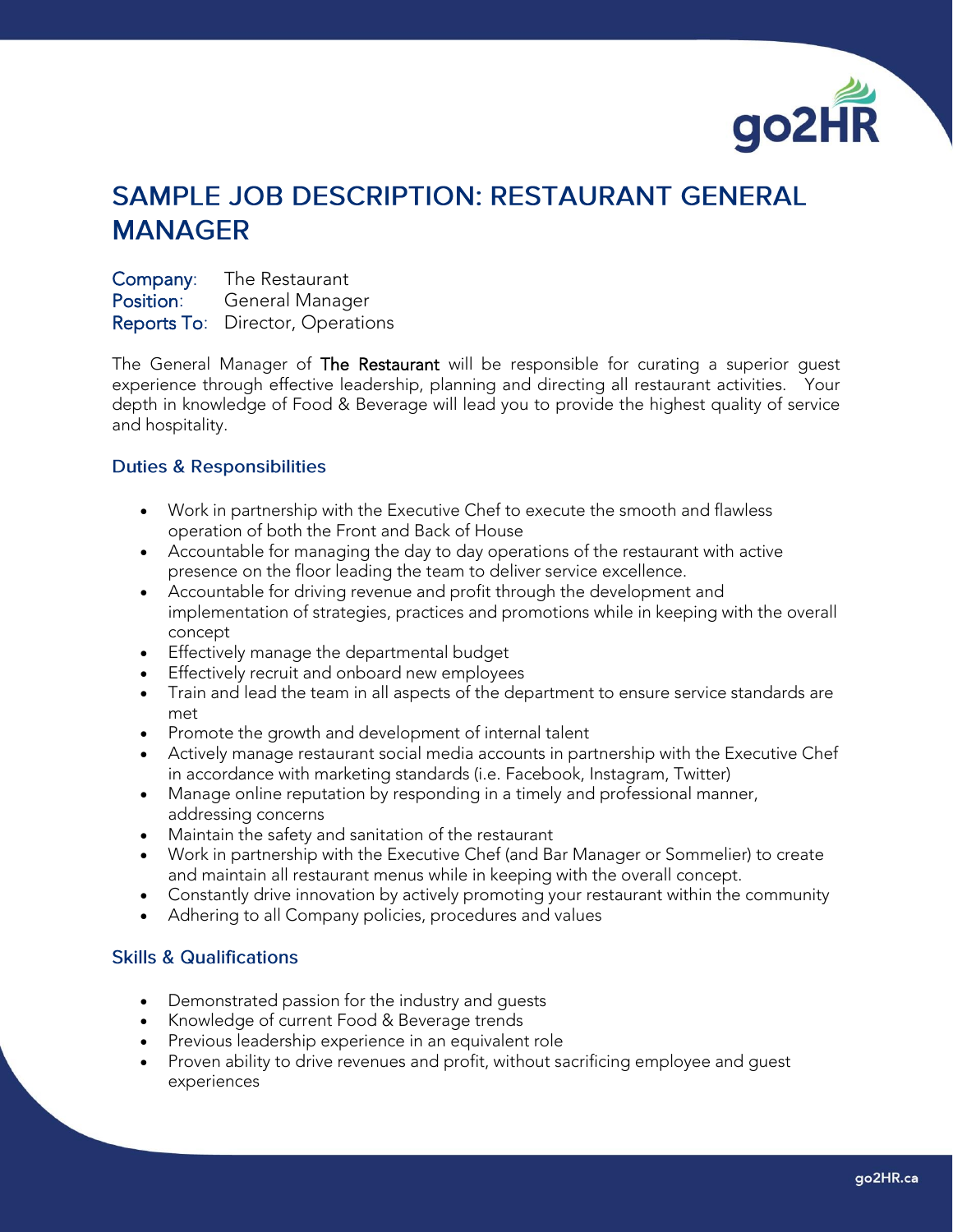# SAMPLE JOB DESCRIPTION: RESTAURANT GENERAL MANAGER

**Company**: The Restaurant
**Position**: General Manager
**Reports To**: Director, Operations

The General Manager of **The Restaurant** will be responsible for curating a superior guest experience through effective leadership, planning and directing all restaurant activities. Your depth in knowledge of Food & Beverage will lead you to provide the highest quality of service and hospitality.

## Duties & Responsibilities

- Work in partnership with the Executive Chef to execute the smooth and flawless operation of both the Front and Back of House
- Accountable for managing the day to day operations of the restaurant with active presence on the floor leading the team to deliver service excellence.
- Accountable for driving revenue and profit through the development and implementation of strategies, practices and promotions while in keeping with the overall concept
- Effectively manage the departmental budget
- Effectively recruit and onboard new employees
- Train and lead the team in all aspects of the department to ensure service standards are met
- Promote the growth and development of internal talent
- Actively manage restaurant social media accounts in partnership with the Executive Chef in accordance with marketing standards (i.e. Facebook, Instagram, Twitter)
- Manage online reputation by responding in a timely and professional manner, addressing concerns
- Maintain the safety and sanitation of the restaurant
- Work in partnership with the Executive Chef (and Bar Manager or Sommelier) to create and maintain all restaurant menus while in keeping with the overall concept.
- Constantly drive innovation by actively promoting your restaurant within the community
- Adhering to all Company policies, procedures and values

## Skills & Qualifications

- Demonstrated passion for the industry and guests
- Knowledge of current Food & Beverage trends
- Previous leadership experience in an equivalent role
- Proven ability to drive revenues and profit, without sacrificing employee and guest experiences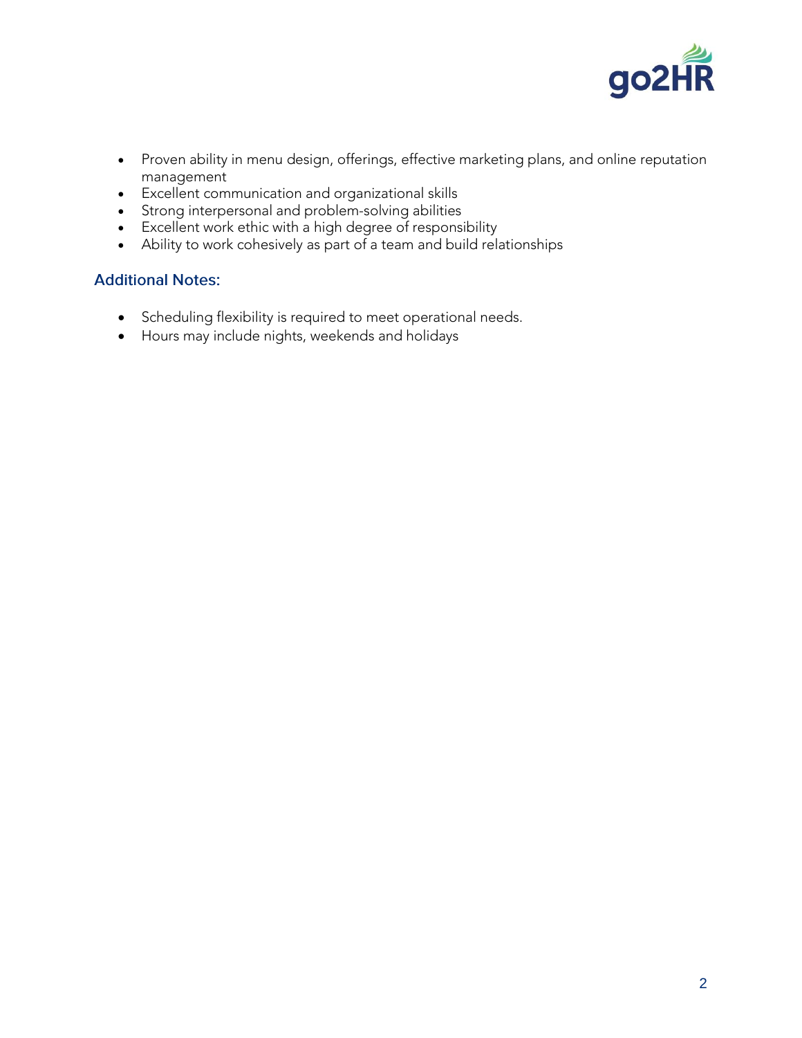- Proven ability in menu design, offerings, effective marketing plans, and online reputation management
- Excellent communication and organizational skills
- Strong interpersonal and problem-solving abilities
- Excellent work ethic with a high degree of responsibility
- Ability to work cohesively as part of a team and build relationships

## Additional Notes:

- Scheduling flexibility is required to meet operational needs.
- Hours may include nights, weekends and holidays